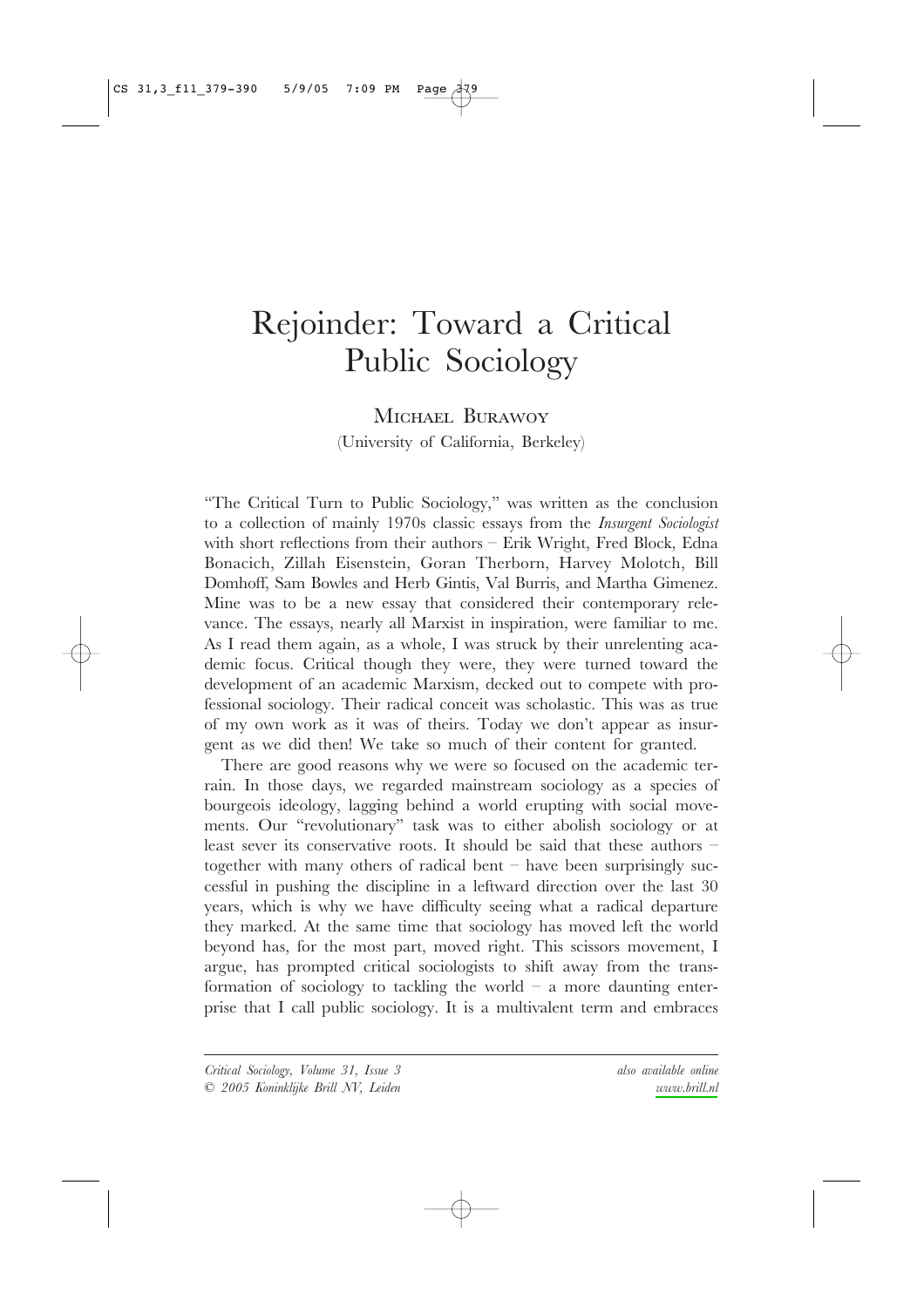# Rejoinder: Toward a Critical Public Sociology

Michael Burawoy
(University of California, Berkeley)

"The Critical Turn to Public Sociology," was written as the conclusion to a collection of mainly 1970s classic essays from the *Insurgent Sociologist* with short reflections from their authors – Erik Wright, Fred Block, Edna Bonacich, Zillah Eisenstein, Goran Therborn, Harvey Molotch, Bill Domhoff, Sam Bowles and Herb Gintis, Val Burris, and Martha Gimenez. Mine was to be a new essay that considered their contemporary relevance. The essays, nearly all Marxist in inspiration, were familiar to me. As I read them again, as a whole, I was struck by their unrelenting academic focus. Critical though they were, they were turned toward the development of an academic Marxism, decked out to compete with professional sociology. Their radical conceit was scholastic. This was as true of my own work as it was of theirs. Today we don't appear as insurgent as we did then! We take so much of their content for granted.

There are good reasons why we were so focused on the academic terrain. In those days, we regarded mainstream sociology as a species of bourgeois ideology, lagging behind a world erupting with social movements. Our "revolutionary" task was to either abolish sociology or at least sever its conservative roots. It should be said that these authors – together with many others of radical bent – have been surprisingly successful in pushing the discipline in a leftward direction over the last 30 years, which is why we have difficulty seeing what a radical departure they marked. At the same time that sociology has moved left the world beyond has, for the most part, moved right. This scissors movement, I argue, has prompted critical sociologists to shift away from the transformation of sociology to tackling the world – a more daunting enterprise that I call public sociology. It is a multivalent term and embraces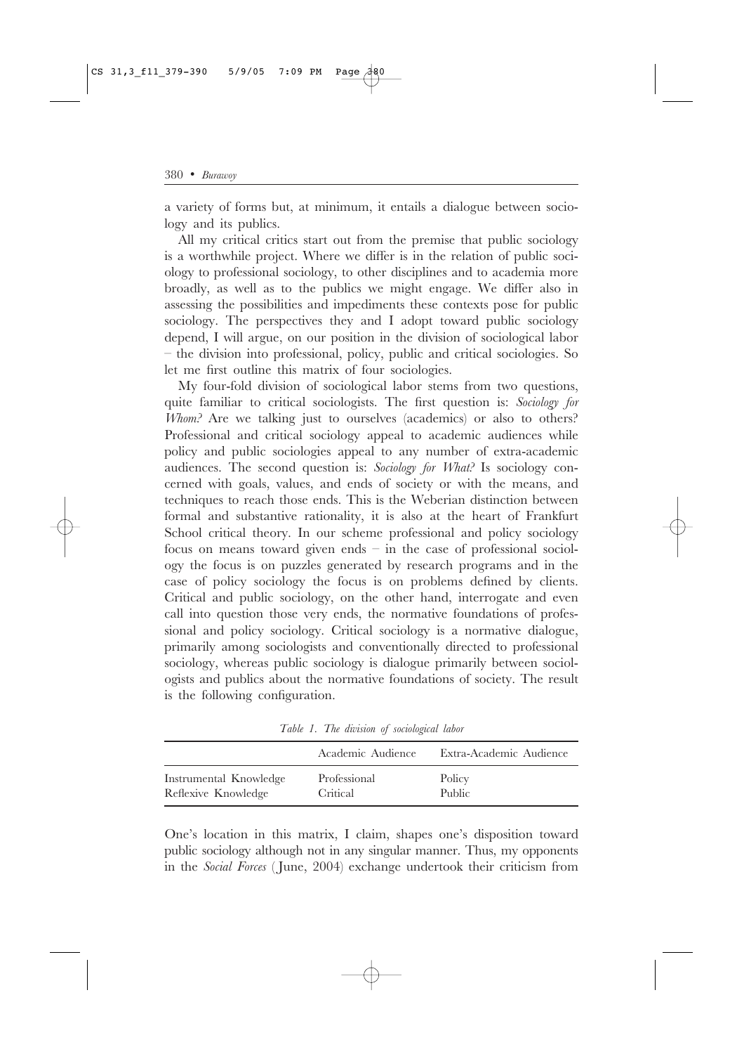a variety of forms but, at minimum, it entails a dialogue between sociology and its publics.

All my critical critics start out from the premise that public sociology is a worthwhile project. Where we differ is in the relation of public sociology to professional sociology, to other disciplines and to academia more broadly, as well as to the publics we might engage. We differ also in assessing the possibilities and impediments these contexts pose for public sociology. The perspectives they and I adopt toward public sociology depend, I will argue, on our position in the division of sociological labor – the division into professional, policy, public and critical sociologies. So let me first outline this matrix of four sociologies.

My four-fold division of sociological labor stems from two questions, quite familiar to critical sociologists. The first question is: *Sociology for Whom?* Are we talking just to ourselves (academics) or also to others? Professional and critical sociology appeal to academic audiences while policy and public sociologies appeal to any number of extra-academic audiences. The second question is: *Sociology for What?* Is sociology concerned with goals, values, and ends of society or with the means, and techniques to reach those ends. This is the Weberian distinction between formal and substantive rationality, it is also at the heart of Frankfurt School critical theory. In our scheme professional and policy sociology focus on means toward given ends – in the case of professional sociology the focus is on puzzles generated by research programs and in the case of policy sociology the focus is on problems defined by clients. Critical and public sociology, on the other hand, interrogate and even call into question those very ends, the normative foundations of professional and policy sociology. Critical sociology is a normative dialogue, primarily among sociologists and conventionally directed to professional sociology, whereas public sociology is dialogue primarily between sociologists and publics about the normative foundations of society. The result is the following configuration.

*Table 1. The division of sociological labor*

| | Academic Audience | Extra-Academic Audience |
|---|---|---|
| Instrumental Knowledge | Professional | Policy |
| Reflexive Knowledge | Critical | Public |

One's location in this matrix, I claim, shapes one's disposition toward public sociology although not in any singular manner. Thus, my opponents in the *Social Forces* (June, 2004) exchange undertook their criticism from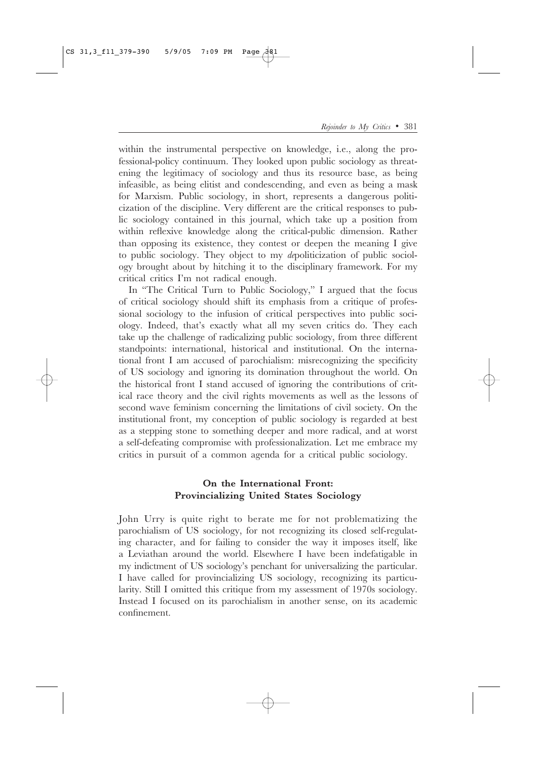within the instrumental perspective on knowledge, i.e., along the professional-policy continuum. They looked upon public sociology as threatening the legitimacy of sociology and thus its resource base, as being infeasible, as being elitist and condescending, and even as being a mask for Marxism. Public sociology, in short, represents a dangerous politicization of the discipline. Very different are the critical responses to public sociology contained in this journal, which take up a position from within reflexive knowledge along the critical-public dimension. Rather than opposing its existence, they contest or deepen the meaning I give to public sociology. They object to my *de*politicization of public sociology brought about by hitching it to the disciplinary framework. For my critical critics I'm not radical enough.

In "The Critical Turn to Public Sociology," I argued that the focus of critical sociology should shift its emphasis from a critique of professional sociology to the infusion of critical perspectives into public sociology. Indeed, that's exactly what all my seven critics do. They each take up the challenge of radicalizing public sociology, from three different standpoints: international, historical and institutional. On the international front I am accused of parochialism: misrecognizing the specificity of US sociology and ignoring its domination throughout the world. On the historical front I stand accused of ignoring the contributions of critical race theory and the civil rights movements as well as the lessons of second wave feminism concerning the limitations of civil society. On the institutional front, my conception of public sociology is regarded at best as a stepping stone to something deeper and more radical, and at worst a self-defeating compromise with professionalization. Let me embrace my critics in pursuit of a common agenda for a critical public sociology.

## On the International Front: Provincializing United States Sociology

John Urry is quite right to berate me for not problematizing the parochialism of US sociology, for not recognizing its closed self-regulating character, and for failing to consider the way it imposes itself, like a Leviathan around the world. Elsewhere I have been indefatigable in my indictment of US sociology's penchant for universalizing the particular. I have called for provincializing US sociology, recognizing its particularity. Still I omitted this critique from my assessment of 1970s sociology. Instead I focused on its parochialism in another sense, on its academic confinement.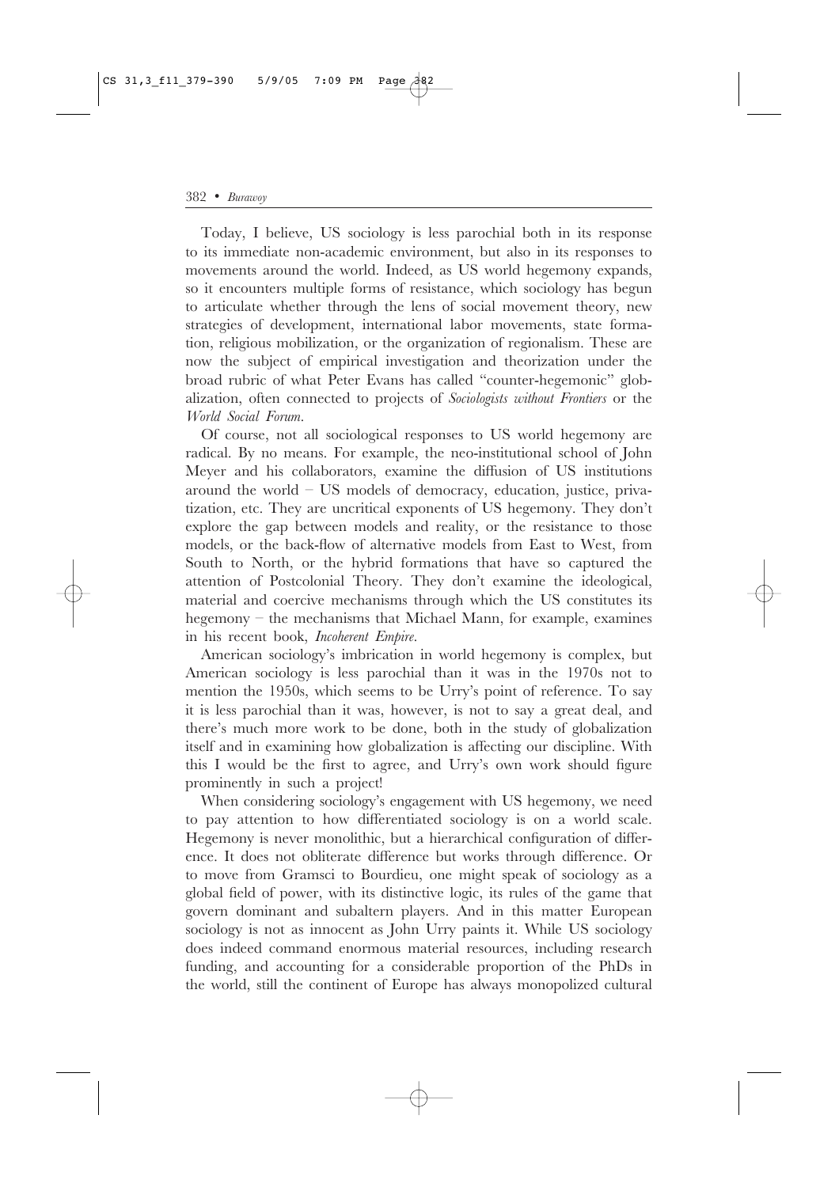Today, I believe, US sociology is less parochial both in its response to its immediate non-academic environment, but also in its responses to movements around the world. Indeed, as US world hegemony expands, so it encounters multiple forms of resistance, which sociology has begun to articulate whether through the lens of social movement theory, new strategies of development, international labor movements, state formation, religious mobilization, or the organization of regionalism. These are now the subject of empirical investigation and theorization under the broad rubric of what Peter Evans has called "counter-hegemonic" globalization, often connected to projects of *Sociologists without Frontiers* or the *World Social Forum*.

Of course, not all sociological responses to US world hegemony are radical. By no means. For example, the neo-institutional school of John Meyer and his collaborators, examine the diffusion of US institutions around the world – US models of democracy, education, justice, privatization, etc. They are uncritical exponents of US hegemony. They don't explore the gap between models and reality, or the resistance to those models, or the back-flow of alternative models from East to West, from South to North, or the hybrid formations that have so captured the attention of Postcolonial Theory. They don't examine the ideological, material and coercive mechanisms through which the US constitutes its hegemony – the mechanisms that Michael Mann, for example, examines in his recent book, *Incoherent Empire*.

American sociology's imbrication in world hegemony is complex, but American sociology is less parochial than it was in the 1970s not to mention the 1950s, which seems to be Urry's point of reference. To say it is less parochial than it was, however, is not to say a great deal, and there's much more work to be done, both in the study of globalization itself and in examining how globalization is affecting our discipline. With this I would be the first to agree, and Urry's own work should figure prominently in such a project!

When considering sociology's engagement with US hegemony, we need to pay attention to how differentiated sociology is on a world scale. Hegemony is never monolithic, but a hierarchical configuration of difference. It does not obliterate difference but works through difference. Or to move from Gramsci to Bourdieu, one might speak of sociology as a global field of power, with its distinctive logic, its rules of the game that govern dominant and subaltern players. And in this matter European sociology is not as innocent as John Urry paints it. While US sociology does indeed command enormous material resources, including research funding, and accounting for a considerable proportion of the PhDs in the world, still the continent of Europe has always monopolized cultural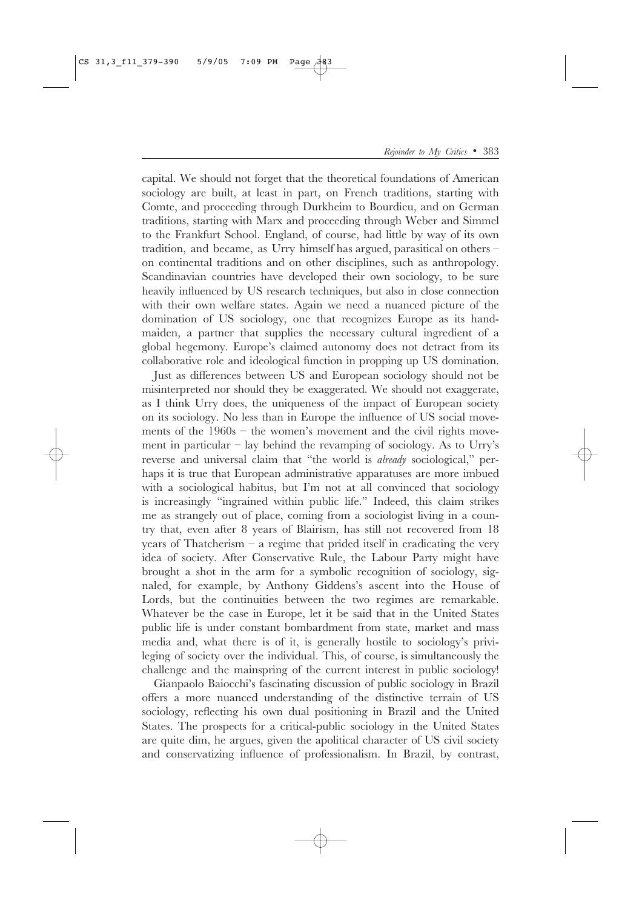capital. We should not forget that the theoretical foundations of American sociology are built, at least in part, on French traditions, starting with Comte, and proceeding through Durkheim to Bourdieu, and on German traditions, starting with Marx and proceeding through Weber and Simmel to the Frankfurt School. England, of course, had little by way of its own tradition, and became, as Urry himself has argued, parasitical on others – on continental traditions and on other disciplines, such as anthropology. Scandinavian countries have developed their own sociology, to be sure heavily influenced by US research techniques, but also in close connection with their own welfare states. Again we need a nuanced picture of the domination of US sociology, one that recognizes Europe as its handmaiden, a partner that supplies the necessary cultural ingredient of a global hegemony. Europe's claimed autonomy does not detract from its collaborative role and ideological function in propping up US domination.

Just as differences between US and European sociology should not be misinterpreted nor should they be exaggerated. We should not exaggerate, as I think Urry does, the uniqueness of the impact of European society on its sociology. No less than in Europe the influence of US social movements of the 1960s – the women's movement and the civil rights movement in particular – lay behind the revamping of sociology. As to Urry's reverse and universal claim that "the world is *already* sociological," perhaps it is true that European administrative apparatuses are more imbued with a sociological habitus, but I'm not at all convinced that sociology is increasingly "ingrained within public life." Indeed, this claim strikes me as strangely out of place, coming from a sociologist living in a country that, even after 8 years of Blairism, has still not recovered from 18 years of Thatcherism – a regime that prided itself in eradicating the very idea of society. After Conservative Rule, the Labour Party might have brought a shot in the arm for a symbolic recognition of sociology, signaled, for example, by Anthony Giddens's ascent into the House of Lords, but the continuities between the two regimes are remarkable. Whatever be the case in Europe, let it be said that in the United States public life is under constant bombardment from state, market and mass media and, what there is of it, is generally hostile to sociology's privileging of society over the individual. This, of course, is simultaneously the challenge and the mainspring of the current interest in public sociology!

Gianpaolo Baiocchi's fascinating discussion of public sociology in Brazil offers a more nuanced understanding of the distinctive terrain of US sociology, reflecting his own dual positioning in Brazil and the United States. The prospects for a critical-public sociology in the United States are quite dim, he argues, given the apolitical character of US civil society and conservatizing influence of professionalism. In Brazil, by contrast,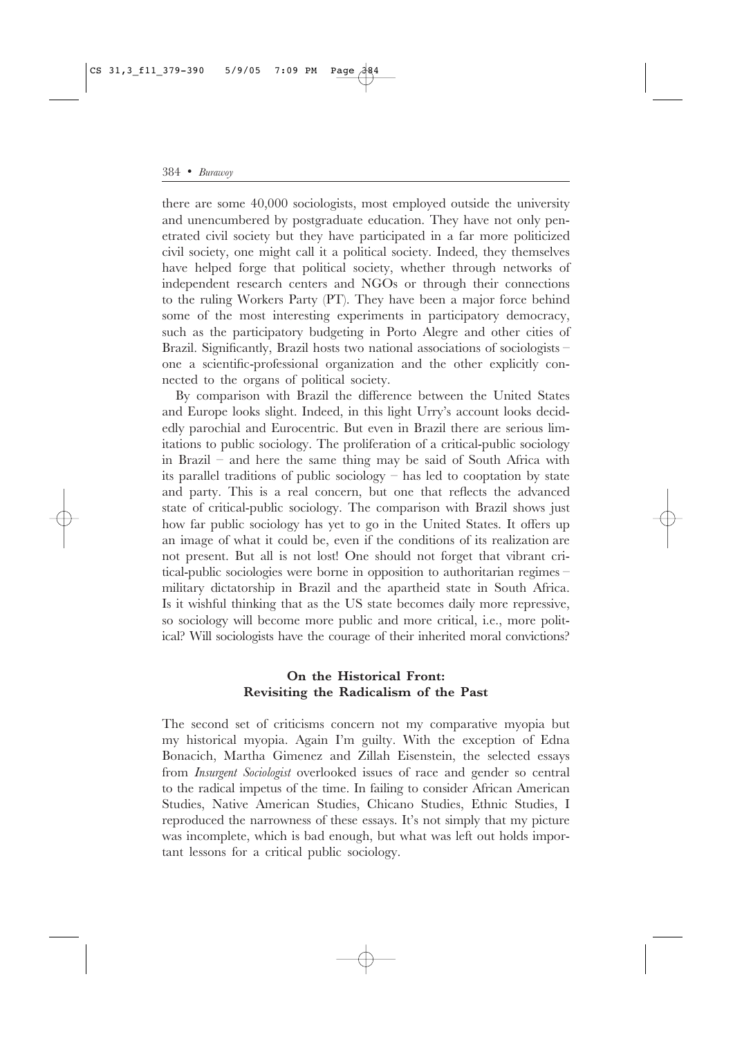there are some 40,000 sociologists, most employed outside the university and unencumbered by postgraduate education. They have not only penetrated civil society but they have participated in a far more politicized civil society, one might call it a political society. Indeed, they themselves have helped forge that political society, whether through networks of independent research centers and NGOs or through their connections to the ruling Workers Party (PT). They have been a major force behind some of the most interesting experiments in participatory democracy, such as the participatory budgeting in Porto Alegre and other cities of Brazil. Significantly, Brazil hosts two national associations of sociologists – one a scientific-professional organization and the other explicitly connected to the organs of political society.

By comparison with Brazil the difference between the United States and Europe looks slight. Indeed, in this light Urry's account looks decidedly parochial and Eurocentric. But even in Brazil there are serious limitations to public sociology. The proliferation of a critical-public sociology in Brazil – and here the same thing may be said of South Africa with its parallel traditions of public sociology – has led to cooptation by state and party. This is a real concern, but one that reflects the advanced state of critical-public sociology. The comparison with Brazil shows just how far public sociology has yet to go in the United States. It offers up an image of what it could be, even if the conditions of its realization are not present. But all is not lost! One should not forget that vibrant critical-public sociologies were borne in opposition to authoritarian regimes – military dictatorship in Brazil and the apartheid state in South Africa. Is it wishful thinking that as the US state becomes daily more repressive, so sociology will become more public and more critical, i.e., more political? Will sociologists have the courage of their inherited moral convictions?

## On the Historical Front: Revisiting the Radicalism of the Past

The second set of criticisms concern not my comparative myopia but my historical myopia. Again I'm guilty. With the exception of Edna Bonacich, Martha Gimenez and Zillah Eisenstein, the selected essays from *Insurgent Sociologist* overlooked issues of race and gender so central to the radical impetus of the time. In failing to consider African American Studies, Native American Studies, Chicano Studies, Ethnic Studies, I reproduced the narrowness of these essays. It's not simply that my picture was incomplete, which is bad enough, but what was left out holds important lessons for a critical public sociology.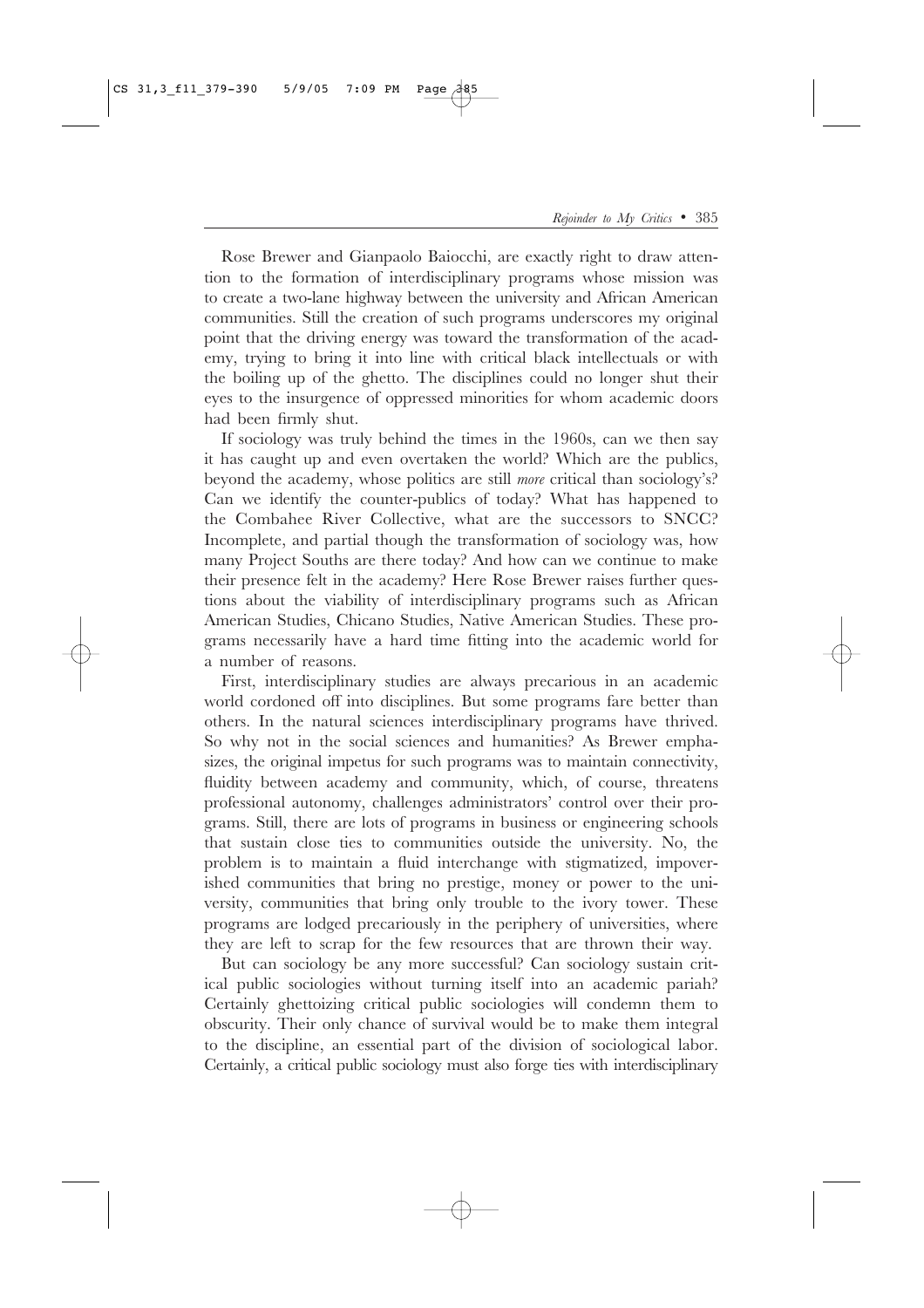Rose Brewer and Gianpaolo Baiocchi, are exactly right to draw attention to the formation of interdisciplinary programs whose mission was to create a two-lane highway between the university and African American communities. Still the creation of such programs underscores my original point that the driving energy was toward the transformation of the academy, trying to bring it into line with critical black intellectuals or with the boiling up of the ghetto. The disciplines could no longer shut their eyes to the insurgence of oppressed minorities for whom academic doors had been firmly shut.

If sociology was truly behind the times in the 1960s, can we then say it has caught up and even overtaken the world? Which are the publics, beyond the academy, whose politics are still *more* critical than sociology's? Can we identify the counter-publics of today? What has happened to the Combahee River Collective, what are the successors to SNCC? Incomplete, and partial though the transformation of sociology was, how many Project Souths are there today? And how can we continue to make their presence felt in the academy? Here Rose Brewer raises further questions about the viability of interdisciplinary programs such as African American Studies, Chicano Studies, Native American Studies. These programs necessarily have a hard time fitting into the academic world for a number of reasons.

First, interdisciplinary studies are always precarious in an academic world cordoned off into disciplines. But some programs fare better than others. In the natural sciences interdisciplinary programs have thrived. So why not in the social sciences and humanities? As Brewer emphasizes, the original impetus for such programs was to maintain connectivity, fluidity between academy and community, which, of course, threatens professional autonomy, challenges administrators' control over their programs. Still, there are lots of programs in business or engineering schools that sustain close ties to communities outside the university. No, the problem is to maintain a fluid interchange with stigmatized, impoverished communities that bring no prestige, money or power to the university, communities that bring only trouble to the ivory tower. These programs are lodged precariously in the periphery of universities, where they are left to scrap for the few resources that are thrown their way.

But can sociology be any more successful? Can sociology sustain critical public sociologies without turning itself into an academic pariah? Certainly ghettoizing critical public sociologies will condemn them to obscurity. Their only chance of survival would be to make them integral to the discipline, an essential part of the division of sociological labor. Certainly, a critical public sociology must also forge ties with interdisciplinary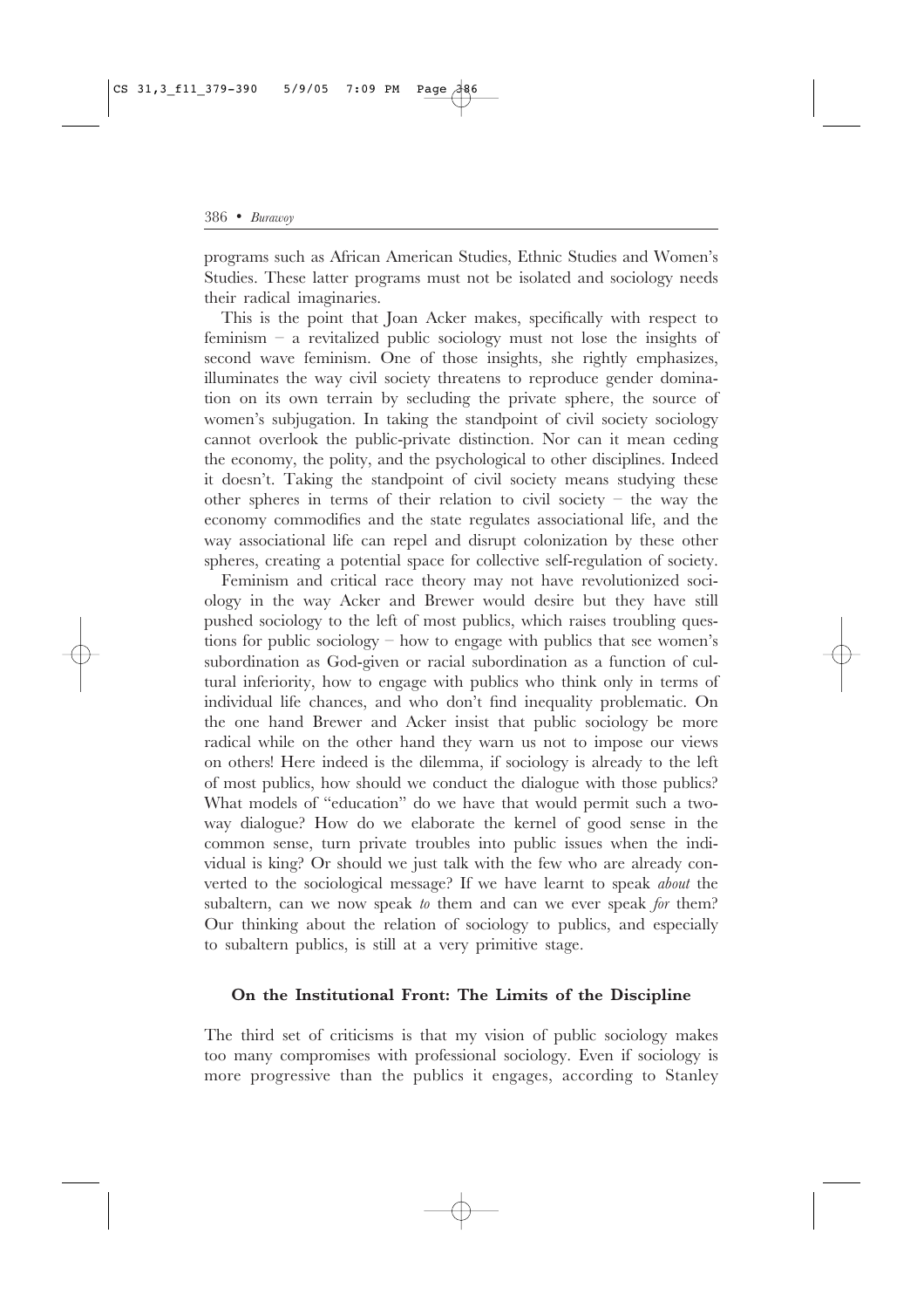programs such as African American Studies, Ethnic Studies and Women's Studies. These latter programs must not be isolated and sociology needs their radical imaginaries.

This is the point that Joan Acker makes, specifically with respect to feminism – a revitalized public sociology must not lose the insights of second wave feminism. One of those insights, she rightly emphasizes, illuminates the way civil society threatens to reproduce gender domination on its own terrain by secluding the private sphere, the source of women's subjugation. In taking the standpoint of civil society sociology cannot overlook the public-private distinction. Nor can it mean ceding the economy, the polity, and the psychological to other disciplines. Indeed it doesn't. Taking the standpoint of civil society means studying these other spheres in terms of their relation to civil society – the way the economy commodifies and the state regulates associational life, and the way associational life can repel and disrupt colonization by these other spheres, creating a potential space for collective self-regulation of society.

Feminism and critical race theory may not have revolutionized sociology in the way Acker and Brewer would desire but they have still pushed sociology to the left of most publics, which raises troubling questions for public sociology – how to engage with publics that see women's subordination as God-given or racial subordination as a function of cultural inferiority, how to engage with publics who think only in terms of individual life chances, and who don't find inequality problematic. On the one hand Brewer and Acker insist that public sociology be more radical while on the other hand they warn us not to impose our views on others! Here indeed is the dilemma, if sociology is already to the left of most publics, how should we conduct the dialogue with those publics? What models of "education" do we have that would permit such a two-way dialogue? How do we elaborate the kernel of good sense in the common sense, turn private troubles into public issues when the individual is king? Or should we just talk with the few who are already converted to the sociological message? If we have learnt to speak *about* the subaltern, can we now speak *to* them and can we ever speak *for* them? Our thinking about the relation of sociology to publics, and especially to subaltern publics, is still at a very primitive stage.

## On the Institutional Front: The Limits of the Discipline

The third set of criticisms is that my vision of public sociology makes too many compromises with professional sociology. Even if sociology is more progressive than the publics it engages, according to Stanley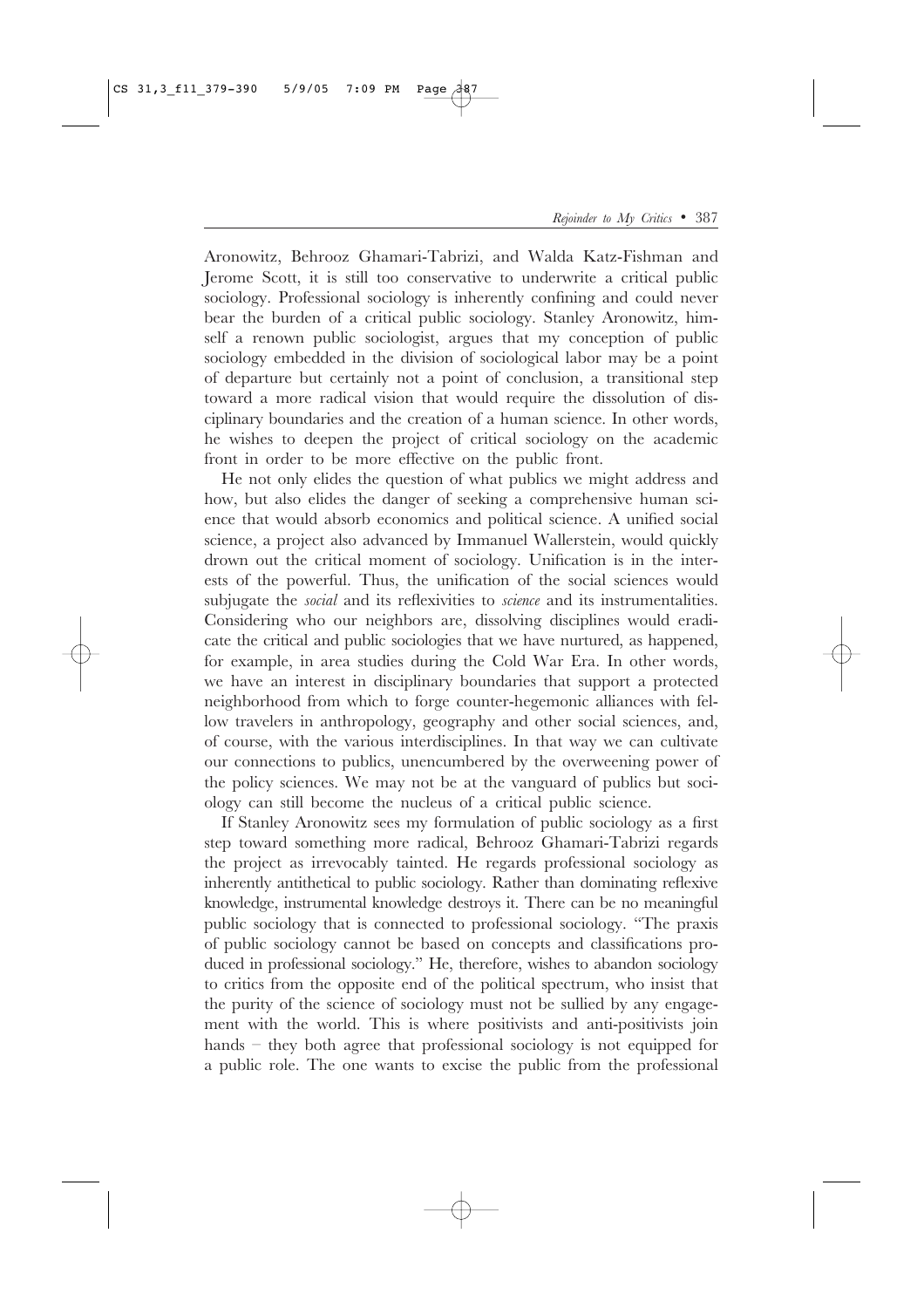Aronowitz, Behrooz Ghamari-Tabrizi, and Walda Katz-Fishman and Jerome Scott, it is still too conservative to underwrite a critical public sociology. Professional sociology is inherently confining and could never bear the burden of a critical public sociology. Stanley Aronowitz, himself a renown public sociologist, argues that my conception of public sociology embedded in the division of sociological labor may be a point of departure but certainly not a point of conclusion, a transitional step toward a more radical vision that would require the dissolution of disciplinary boundaries and the creation of a human science. In other words, he wishes to deepen the project of critical sociology on the academic front in order to be more effective on the public front.

He not only elides the question of what publics we might address and how, but also elides the danger of seeking a comprehensive human science that would absorb economics and political science. A unified social science, a project also advanced by Immanuel Wallerstein, would quickly drown out the critical moment of sociology. Unification is in the interests of the powerful. Thus, the unification of the social sciences would subjugate the *social* and its reflexivities to *science* and its instrumentalities. Considering who our neighbors are, dissolving disciplines would eradicate the critical and public sociologies that we have nurtured, as happened, for example, in area studies during the Cold War Era. In other words, we have an interest in disciplinary boundaries that support a protected neighborhood from which to forge counter-hegemonic alliances with fellow travelers in anthropology, geography and other social sciences, and, of course, with the various interdisciplines. In that way we can cultivate our connections to publics, unencumbered by the overweening power of the policy sciences. We may not be at the vanguard of publics but sociology can still become the nucleus of a critical public science.

If Stanley Aronowitz sees my formulation of public sociology as a first step toward something more radical, Behrooz Ghamari-Tabrizi regards the project as irrevocably tainted. He regards professional sociology as inherently antithetical to public sociology. Rather than dominating reflexive knowledge, instrumental knowledge destroys it. There can be no meaningful public sociology that is connected to professional sociology. "The praxis of public sociology cannot be based on concepts and classifications produced in professional sociology." He, therefore, wishes to abandon sociology to critics from the opposite end of the political spectrum, who insist that the purity of the science of sociology must not be sullied by any engagement with the world. This is where positivists and anti-positivists join hands – they both agree that professional sociology is not equipped for a public role. The one wants to excise the public from the professional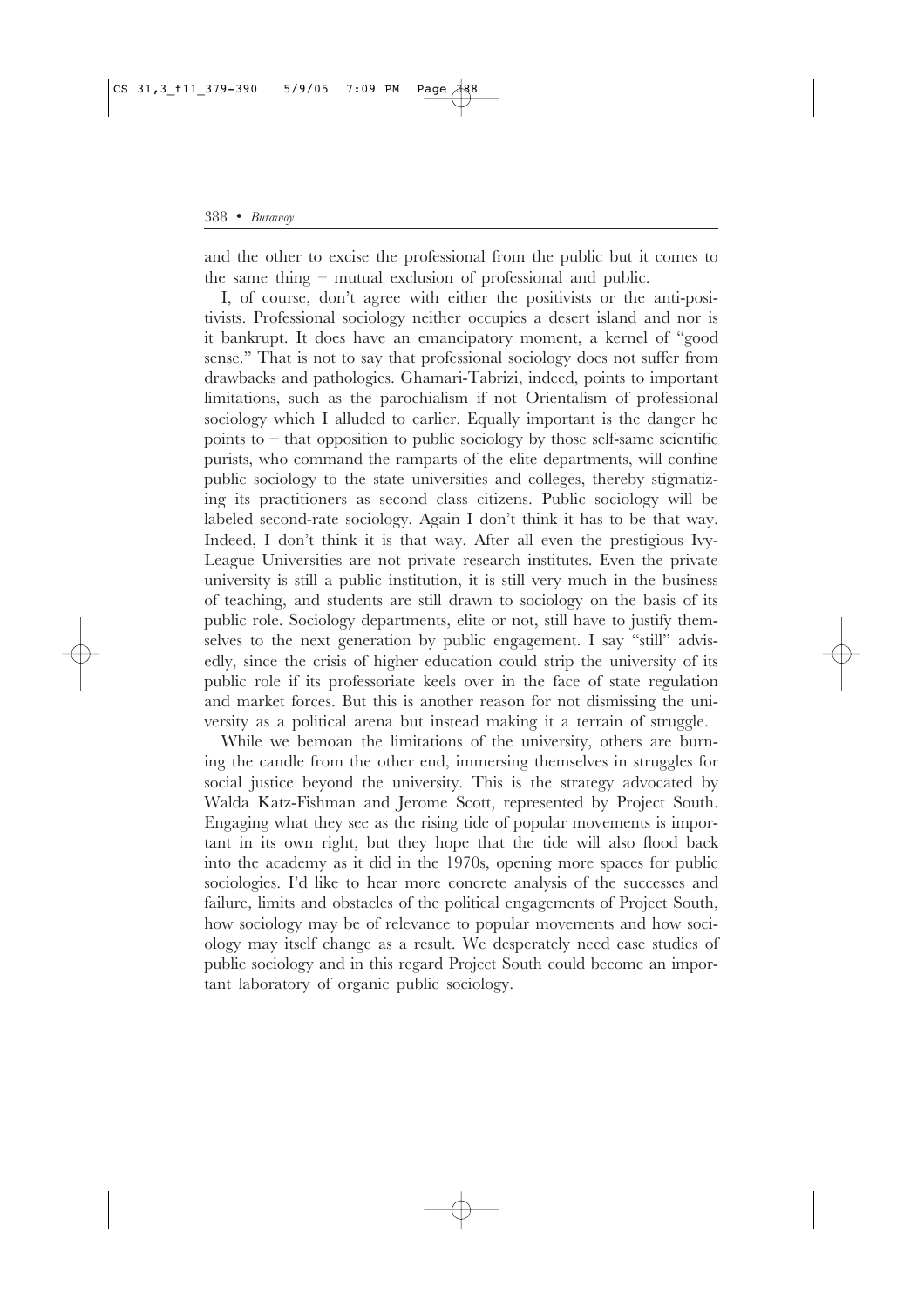and the other to excise the professional from the public but it comes to the same thing – mutual exclusion of professional and public.

I, of course, don't agree with either the positivists or the anti-positivists. Professional sociology neither occupies a desert island and nor is it bankrupt. It does have an emancipatory moment, a kernel of "good sense." That is not to say that professional sociology does not suffer from drawbacks and pathologies. Ghamari-Tabrizi, indeed, points to important limitations, such as the parochialism if not Orientalism of professional sociology which I alluded to earlier. Equally important is the danger he points to – that opposition to public sociology by those self-same scientific purists, who command the ramparts of the elite departments, will confine public sociology to the state universities and colleges, thereby stigmatizing its practitioners as second class citizens. Public sociology will be labeled second-rate sociology. Again I don't think it has to be that way. Indeed, I don't think it is that way. After all even the prestigious Ivy-League Universities are not private research institutes. Even the private university is still a public institution, it is still very much in the business of teaching, and students are still drawn to sociology on the basis of its public role. Sociology departments, elite or not, still have to justify themselves to the next generation by public engagement. I say "still" advisedly, since the crisis of higher education could strip the university of its public role if its professoriate keels over in the face of state regulation and market forces. But this is another reason for not dismissing the university as a political arena but instead making it a terrain of struggle.

While we bemoan the limitations of the university, others are burning the candle from the other end, immersing themselves in struggles for social justice beyond the university. This is the strategy advocated by Walda Katz-Fishman and Jerome Scott, represented by Project South. Engaging what they see as the rising tide of popular movements is important in its own right, but they hope that the tide will also flood back into the academy as it did in the 1970s, opening more spaces for public sociologies. I'd like to hear more concrete analysis of the successes and failure, limits and obstacles of the political engagements of Project South, how sociology may be of relevance to popular movements and how sociology may itself change as a result. We desperately need case studies of public sociology and in this regard Project South could become an important laboratory of organic public sociology.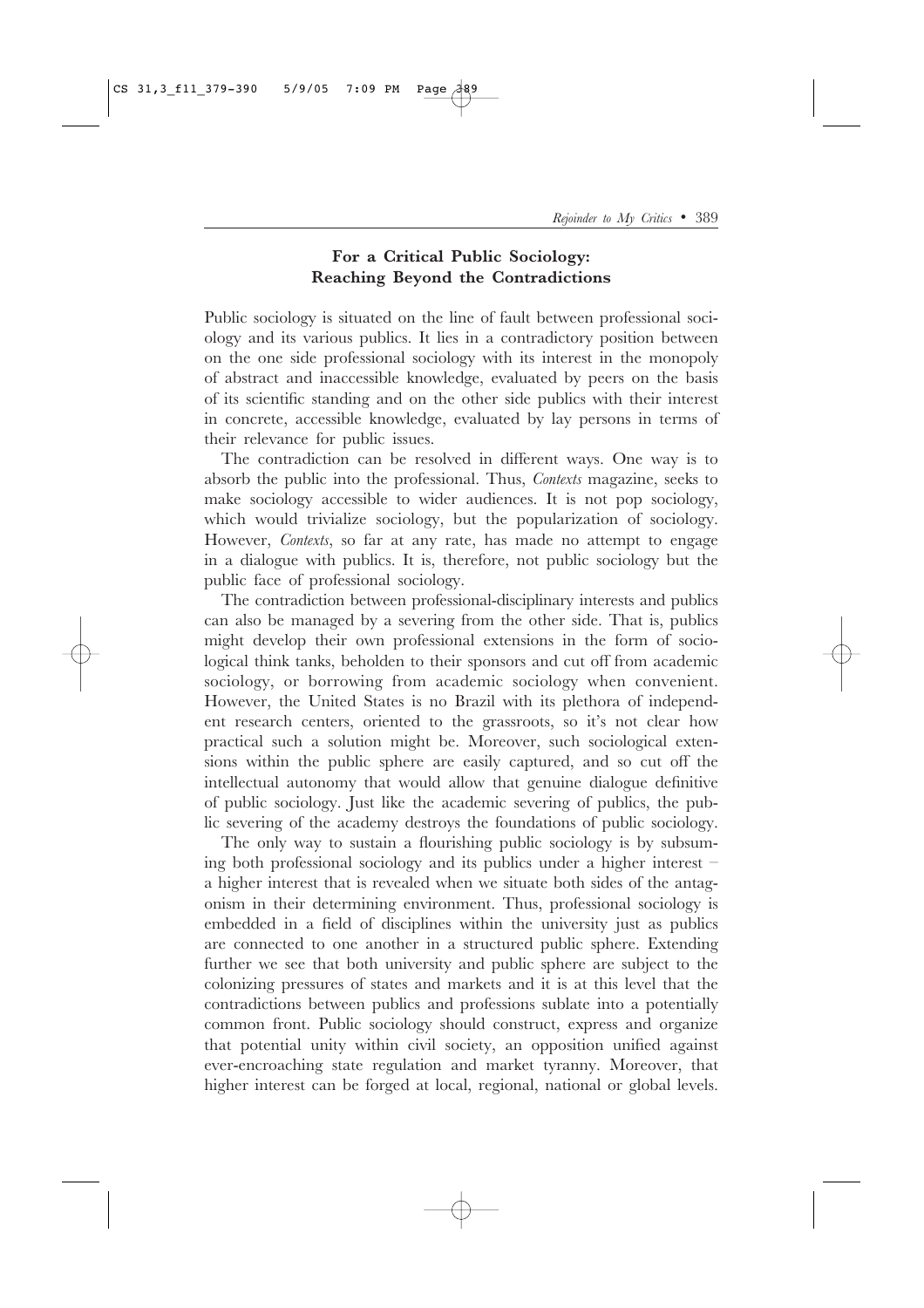## For a Critical Public Sociology: Reaching Beyond the Contradictions

Public sociology is situated on the line of fault between professional sociology and its various publics. It lies in a contradictory position between on the one side professional sociology with its interest in the monopoly of abstract and inaccessible knowledge, evaluated by peers on the basis of its scientific standing and on the other side publics with their interest in concrete, accessible knowledge, evaluated by lay persons in terms of their relevance for public issues.

The contradiction can be resolved in different ways. One way is to absorb the public into the professional. Thus, *Contexts* magazine, seeks to make sociology accessible to wider audiences. It is not pop sociology, which would trivialize sociology, but the popularization of sociology. However, *Contexts*, so far at any rate, has made no attempt to engage in a dialogue with publics. It is, therefore, not public sociology but the public face of professional sociology.

The contradiction between professional-disciplinary interests and publics can also be managed by a severing from the other side. That is, publics might develop their own professional extensions in the form of sociological think tanks, beholden to their sponsors and cut off from academic sociology, or borrowing from academic sociology when convenient. However, the United States is no Brazil with its plethora of independent research centers, oriented to the grassroots, so it's not clear how practical such a solution might be. Moreover, such sociological extensions within the public sphere are easily captured, and so cut off the intellectual autonomy that would allow that genuine dialogue definitive of public sociology. Just like the academic severing of publics, the public severing of the academy destroys the foundations of public sociology.

The only way to sustain a flourishing public sociology is by subsuming both professional sociology and its publics under a higher interest – a higher interest that is revealed when we situate both sides of the antagonism in their determining environment. Thus, professional sociology is embedded in a field of disciplines within the university just as publics are connected to one another in a structured public sphere. Extending further we see that both university and public sphere are subject to the colonizing pressures of states and markets and it is at this level that the contradictions between publics and professions sublate into a potentially common front. Public sociology should construct, express and organize that potential unity within civil society, an opposition unified against ever-encroaching state regulation and market tyranny. Moreover, that higher interest can be forged at local, regional, national or global levels.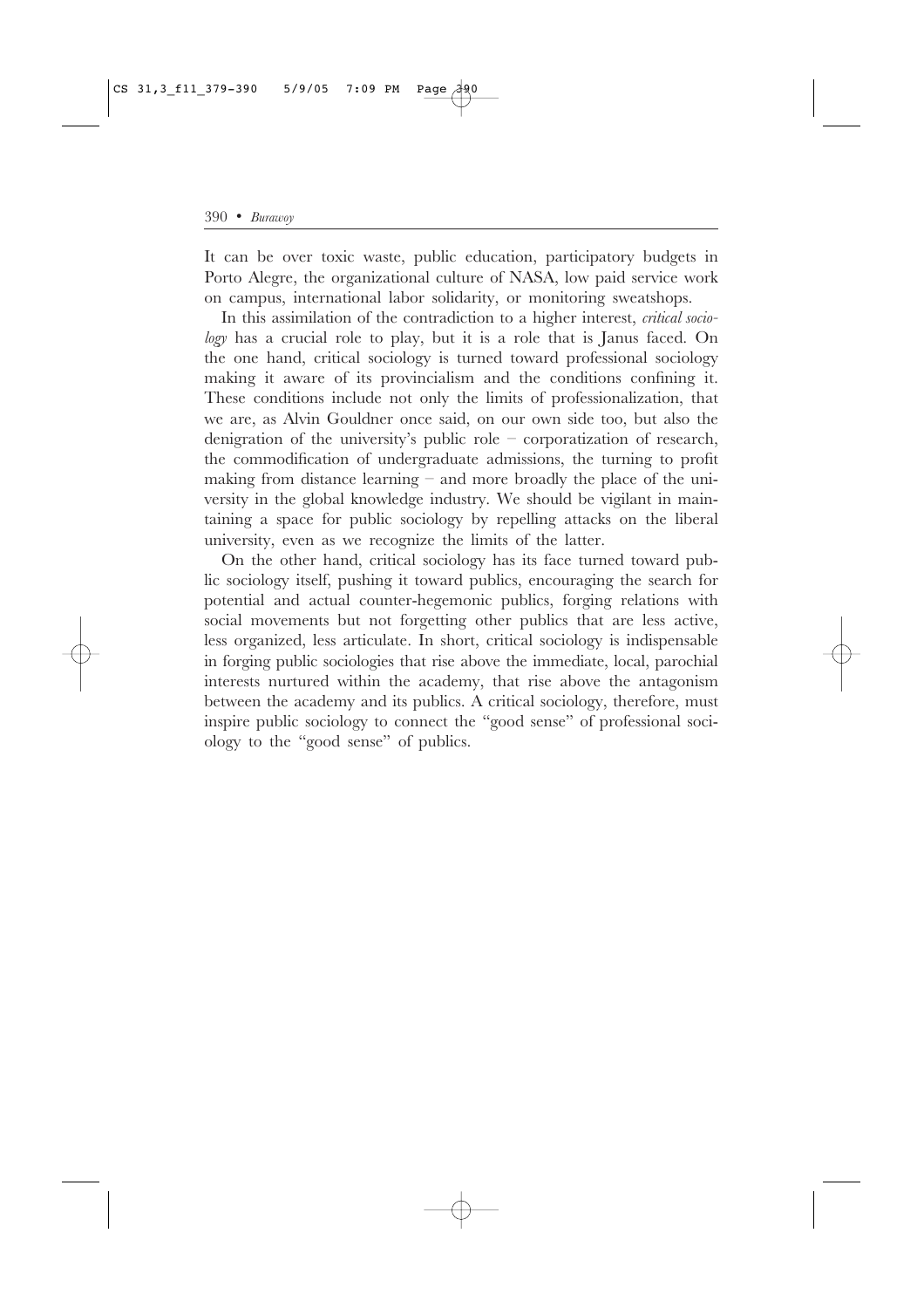It can be over toxic waste, public education, participatory budgets in Porto Alegre, the organizational culture of NASA, low paid service work on campus, international labor solidarity, or monitoring sweatshops.

In this assimilation of the contradiction to a higher interest, *critical sociology* has a crucial role to play, but it is a role that is Janus faced. On the one hand, critical sociology is turned toward professional sociology making it aware of its provincialism and the conditions confining it. These conditions include not only the limits of professionalization, that we are, as Alvin Gouldner once said, on our own side too, but also the denigration of the university's public role – corporatization of research, the commodification of undergraduate admissions, the turning to profit making from distance learning – and more broadly the place of the university in the global knowledge industry. We should be vigilant in maintaining a space for public sociology by repelling attacks on the liberal university, even as we recognize the limits of the latter.

On the other hand, critical sociology has its face turned toward public sociology itself, pushing it toward publics, encouraging the search for potential and actual counter-hegemonic publics, forging relations with social movements but not forgetting other publics that are less active, less organized, less articulate. In short, critical sociology is indispensable in forging public sociologies that rise above the immediate, local, parochial interests nurtured within the academy, that rise above the antagonism between the academy and its publics. A critical sociology, therefore, must inspire public sociology to connect the "good sense" of professional sociology to the "good sense" of publics.